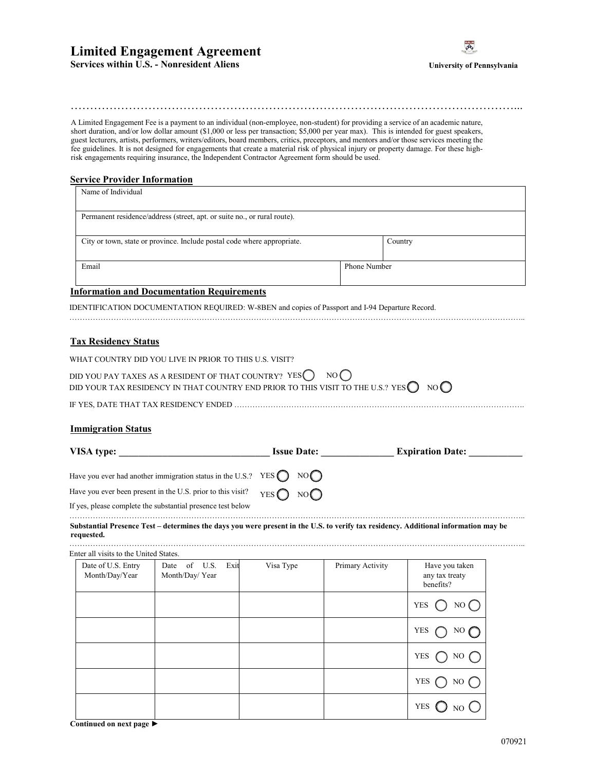# Limited Engagement Agreement

**Services within U.S. - Nonresident Aliens**

**University of Pennsylvania**

A Limited Engagement Fee is a payment to an individual (non-employee, non-student) for providing a service of an academic nature, short duration, and/or low dollar amount ($1,000 or less per transaction; $5,000 per year max). This is intended for guest speakers, guest lecturers, artists, performers, writers/editors, board members, critics, preceptors, and mentors and/or those services meeting the fee guidelines. It is not designed for engagements that create a material risk of physical injury or property damage. For these high-risk engagements requiring insurance, the Independent Contractor Agreement form should be used.

## Service Provider Information

| Name of Individual | |
|---|---|
| Permanent residence/address (street, apt. or suite no., or rural route). | |
| City or town, state or province. Include postal code where appropriate. | Country |
| Email | Phone Number |

## Information and Documentation Requirements

IDENTIFICATION DOCUMENTATION REQUIRED: W-8BEN and copies of Passport and I-94 Departure Record.

## Tax Residency Status

WHAT COUNTRY DID YOU LIVE IN PRIOR TO THIS U.S. VISIT?

DID YOU PAY TAXES AS A RESIDENT OF THAT COUNTRY? YES ◯ NO ◯

DID YOUR TAX RESIDENCY IN THAT COUNTRY END PRIOR TO THIS VISIT TO THE U.S.? YES ◯ NO ◯

IF YES, DATE THAT TAX RESIDENCY ENDED ……………………………………………………………………………………………

## Immigration Status

**VISA type: ______________________________ Issue Date: ______________ Expiration Date: ___________**

Have you ever had another immigration status in the U.S.? YES ◯ NO ◯

Have you ever been present in the U.S. prior to this visit? YES ◯ NO ◯

If yes, please complete the substantial presence test below

**Substantial Presence Test – determines the days you were present in the U.S. to verify tax residency. Additional information may be requested.**

Enter all visits to the United States.

| Date of U.S. Entry Month/Day/Year | Date of U.S. Exit Month/Day/ Year | Visa Type | Primary Activity | Have you taken any tax treaty benefits? |
|---|---|---|---|---|
| | | | | YES ◯ NO ◯ |
| | | | | YES ◯ NO ◯ |
| | | | | YES ◯ NO ◯ |
| | | | | YES ◯ NO ◯ |
| | | | | YES ◯ NO ◯ |

**Continued on next page ►**

070921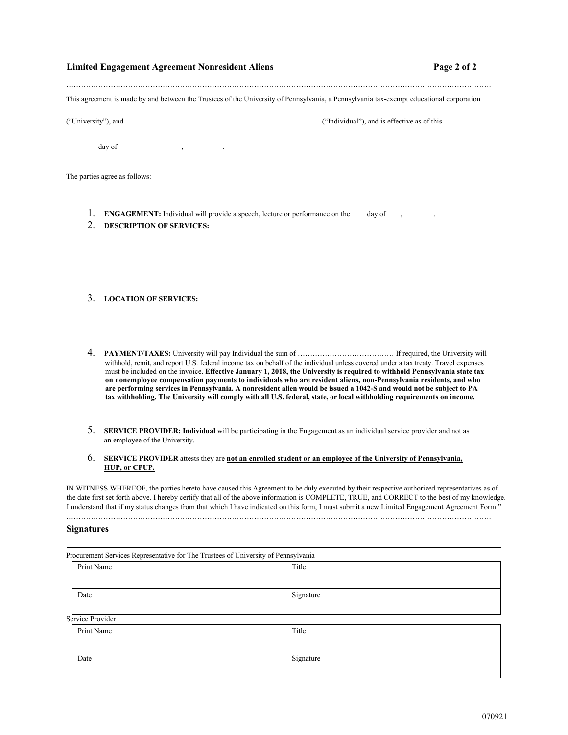## Limited Engagement Agreement Nonresident Aliens

……………………………………………………………………………………………………………………………………………………

This agreement is made by and between the Trustees of the University of Pennsylvania, a Pennsylvania tax-exempt educational corporation

(“University”), and ("Individual"), and is effective as of this

day of , .

The parties agree as follows:

1. **ENGAGEMENT:** Individual will provide a speech, lecture or performance on the day of , .
2. **DESCRIPTION OF SERVICES:**

3. **LOCATION OF SERVICES:**

4. **PAYMENT/TAXES:** University will pay Individual the sum of ………………………………… If required, the University will withhold, remit, and report U.S. federal income tax on behalf of the individual unless covered under a tax treaty. Travel expenses must be included on the invoice. **Effective January 1, 2018, the University is required to withhold Pennsylvania state tax on nonemployee compensation payments to individuals who are resident aliens, non-Pennsylvania residents, and who are performing services in Pennsylvania. A nonresident alien would be issued a 1042-S and would not be subject to PA tax withholding. The University will comply with all U.S. federal, state, or local withholding requirements on income.**

5. **SERVICE PROVIDER: Individual** will be participating in the Engagement as an individual service provider and not as an employee of the University.

6. **SERVICE PROVIDER** attests they are **not an enrolled student or an employee of the University of Pennsylvania, HUP, or CPUP.**

IN WITNESS WHEREOF, the parties hereto have caused this Agreement to be duly executed by their respective authorized representatives as of the date first set forth above. I hereby certify that all of the above information is COMPLETE, TRUE, and CORRECT to the best of my knowledge. I understand that if my status changes from that which I have indicated on this form, I must submit a new Limited Engagement Agreement Form."

……………………………………………………………………………………………………………………………………………………

### Signatures

Procurement Services Representative for The Trustees of University of Pennsylvania

| | |
|---|---|
| Print Name | Title |
| Date | Signature |

Service Provider

| | |
|---|---|
| Print Name | Title |
| Date | Signature |

070921